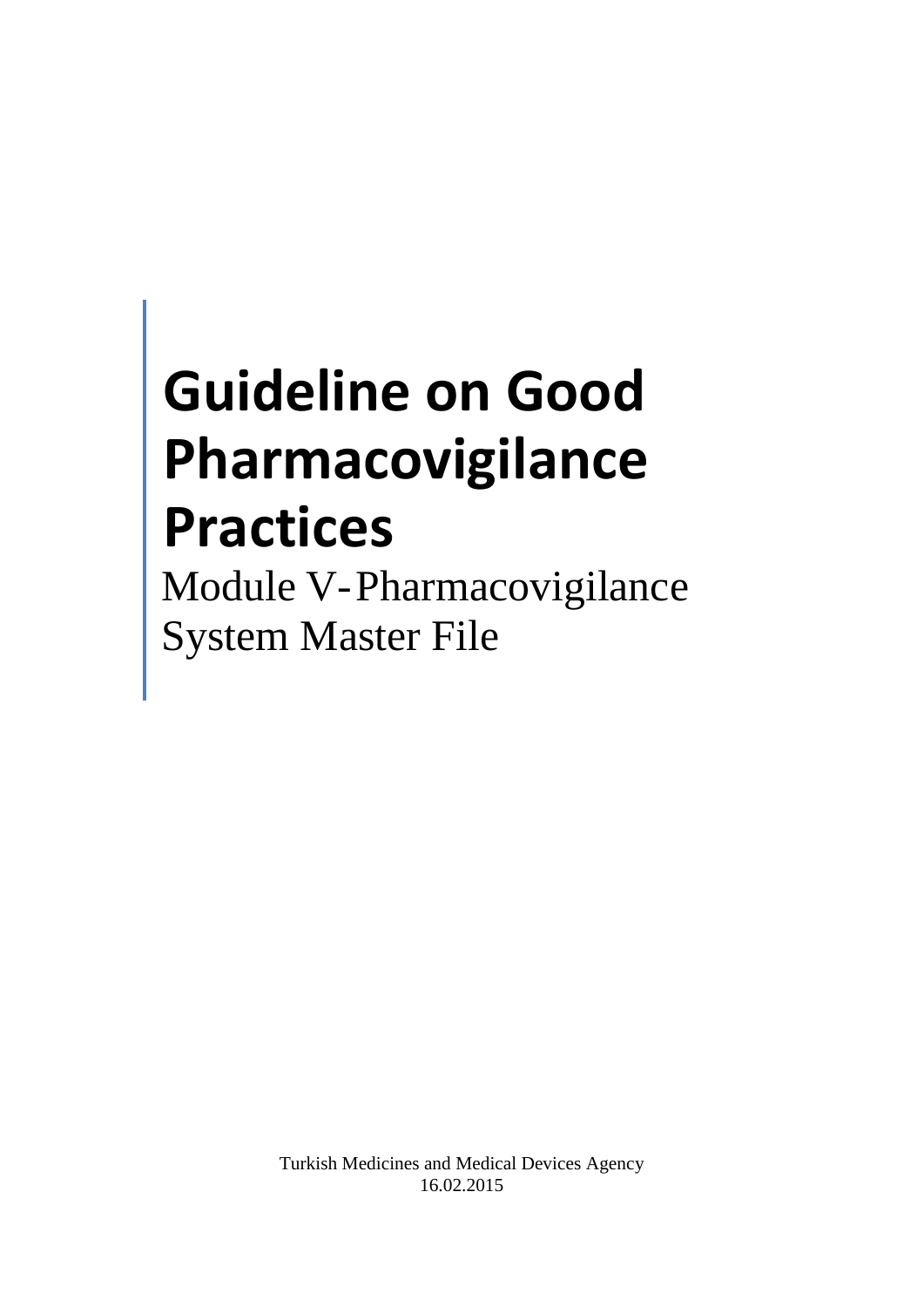# Guideline on Good Pharmacovigilance Practices

Module V-Pharmacovigilance System Master File

Turkish Medicines and Medical Devices Agency
16.02.2015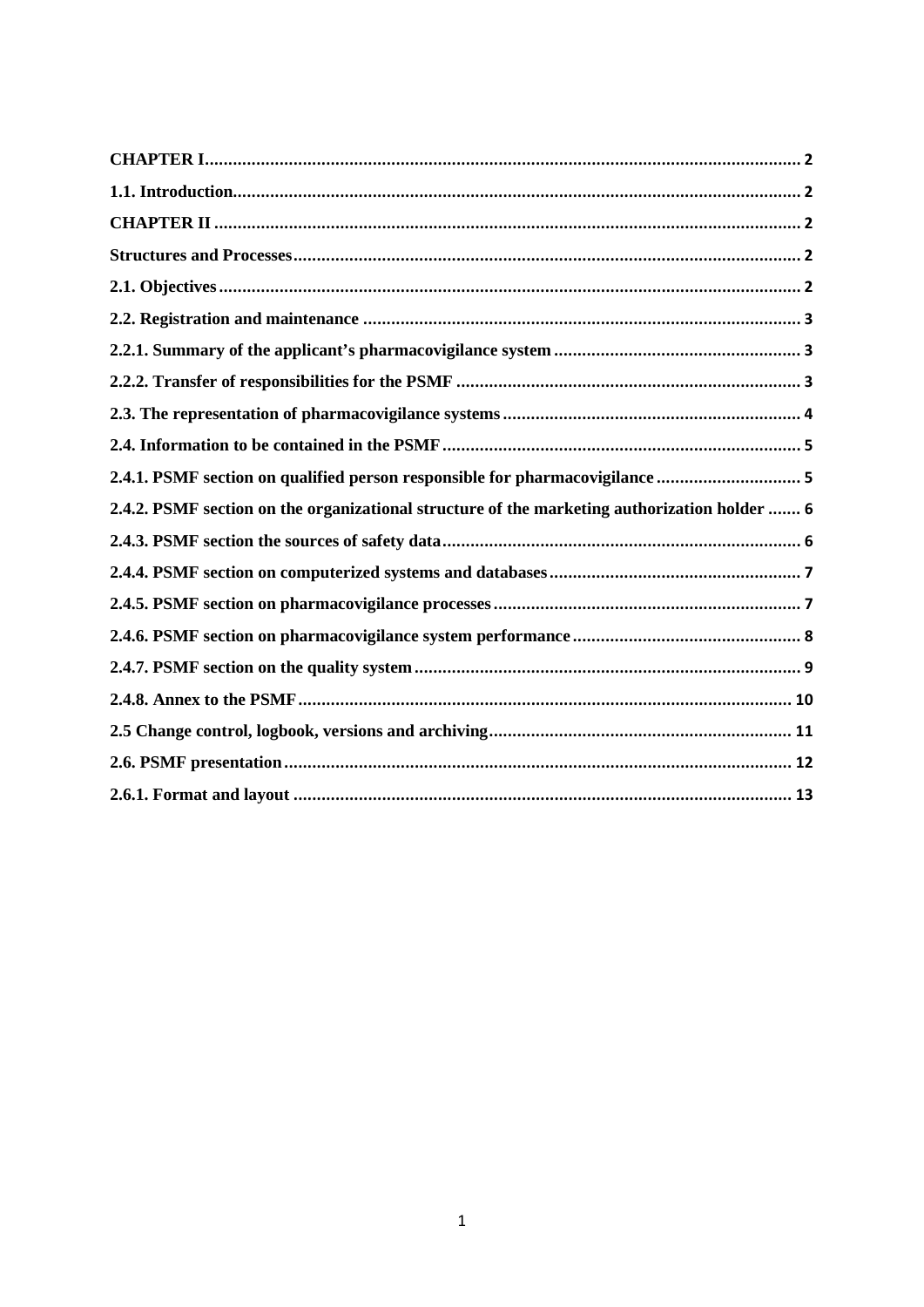CHAPTER I ............................................................ 2

1.1. Introduction ............................................................ 2

CHAPTER II ............................................................ 2

Structures and Processes ............................................................ 2

2.1. Objectives ............................................................ 2

2.2. Registration and maintenance ............................................................ 3

2.2.1. Summary of the applicant's pharmacovigilance system ............................................................ 3

2.2.2. Transfer of responsibilities for the PSMF ............................................................ 3

2.3. The representation of pharmacovigilance systems ............................................................ 4

2.4. Information to be contained in the PSMF ............................................................ 5

2.4.1. PSMF section on qualified person responsible for pharmacovigilance ............................................................ 5

2.4.2. PSMF section on the organizational structure of the marketing authorization holder ....... 6

2.4.3. PSMF section the sources of safety data ............................................................ 6

2.4.4. PSMF section on computerized systems and databases ............................................................ 7

2.4.5. PSMF section on pharmacovigilance processes ............................................................ 7

2.4.6. PSMF section on pharmacovigilance system performance ............................................................ 8

2.4.7. PSMF section on the quality system ............................................................ 9

2.4.8. Annex to the PSMF ............................................................ 10

2.5 Change control, logbook, versions and archiving ............................................................ 11

2.6. PSMF presentation ............................................................ 12

2.6.1. Format and layout ............................................................ 13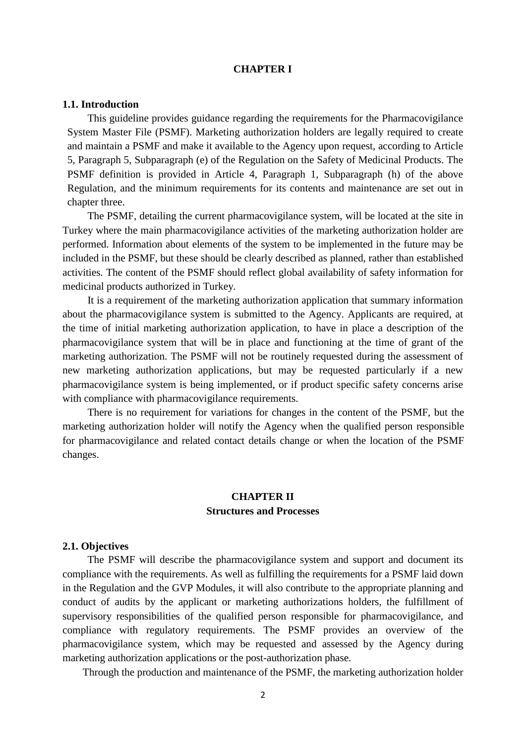## CHAPTER I

### 1.1. Introduction

This guideline provides guidance regarding the requirements for the Pharmacovigilance System Master File (PSMF). Marketing authorization holders are legally required to create and maintain a PSMF and make it available to the Agency upon request, according to Article 5, Paragraph 5, Subparagraph (e) of the Regulation on the Safety of Medicinal Products. The PSMF definition is provided in Article 4, Paragraph 1, Subparagraph (h) of the above Regulation, and the minimum requirements for its contents and maintenance are set out in chapter three.

The PSMF, detailing the current pharmacovigilance system, will be located at the site in Turkey where the main pharmacovigilance activities of the marketing authorization holder are performed. Information about elements of the system to be implemented in the future may be included in the PSMF, but these should be clearly described as planned, rather than established activities. The content of the PSMF should reflect global availability of safety information for medicinal products authorized in Turkey.

It is a requirement of the marketing authorization application that summary information about the pharmacovigilance system is submitted to the Agency. Applicants are required, at the time of initial marketing authorization application, to have in place a description of the pharmacovigilance system that will be in place and functioning at the time of grant of the marketing authorization. The PSMF will not be routinely requested during the assessment of new marketing authorization applications, but may be requested particularly if a new pharmacovigilance system is being implemented, or if product specific safety concerns arise with compliance with pharmacovigilance requirements.

There is no requirement for variations for changes in the content of the PSMF, but the marketing authorization holder will notify the Agency when the qualified person responsible for pharmacovigilance and related contact details change or when the location of the PSMF changes.

## CHAPTER II
## Structures and Processes

### 2.1. Objectives

The PSMF will describe the pharmacovigilance system and support and document its compliance with the requirements. As well as fulfilling the requirements for a PSMF laid down in the Regulation and the GVP Modules, it will also contribute to the appropriate planning and conduct of audits by the applicant or marketing authorizations holders, the fulfillment of supervisory responsibilities of the qualified person responsible for pharmacovigilance, and compliance with regulatory requirements. The PSMF provides an overview of the pharmacovigilance system, which may be requested and assessed by the Agency during marketing authorization applications or the post-authorization phase.

Through the production and maintenance of the PSMF, the marketing authorization holder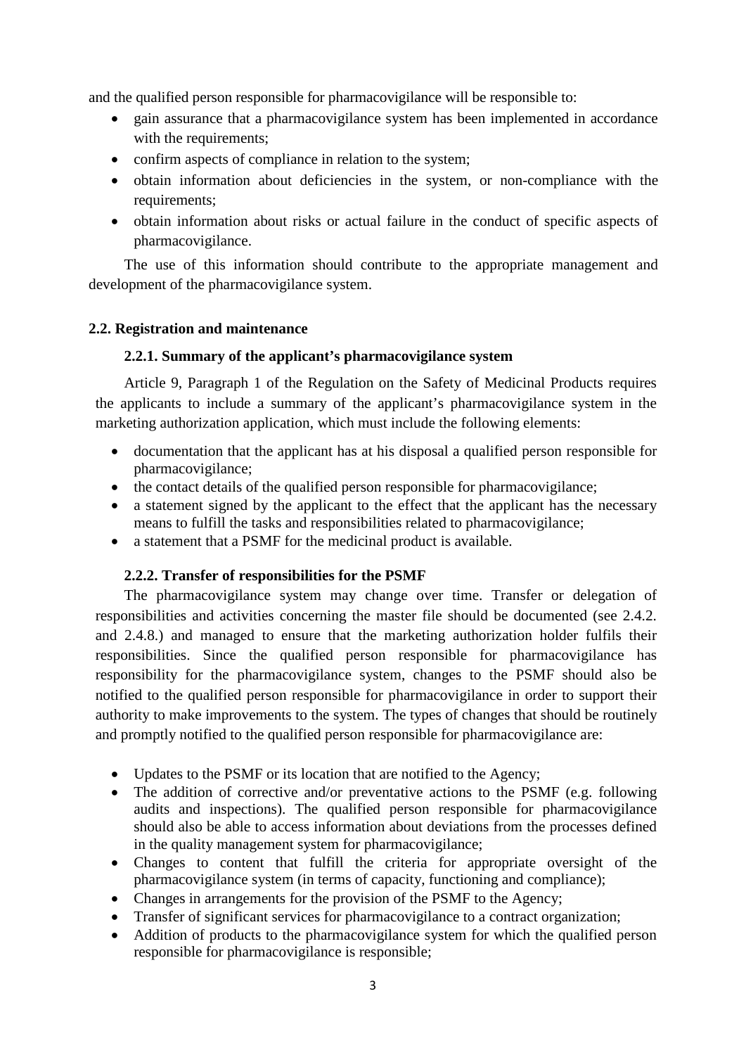and the qualified person responsible for pharmacovigilance will be responsible to:

- gain assurance that a pharmacovigilance system has been implemented in accordance with the requirements;
- confirm aspects of compliance in relation to the system;
- obtain information about deficiencies in the system, or non-compliance with the requirements;
- obtain information about risks or actual failure in the conduct of specific aspects of pharmacovigilance.

The use of this information should contribute to the appropriate management and development of the pharmacovigilance system.

## 2.2. Registration and maintenance

### 2.2.1. Summary of the applicant's pharmacovigilance system

Article 9, Paragraph 1 of the Regulation on the Safety of Medicinal Products requires the applicants to include a summary of the applicant's pharmacovigilance system in the marketing authorization application, which must include the following elements:

- documentation that the applicant has at his disposal a qualified person responsible for pharmacovigilance;
- the contact details of the qualified person responsible for pharmacovigilance;
- a statement signed by the applicant to the effect that the applicant has the necessary means to fulfill the tasks and responsibilities related to pharmacovigilance;
- a statement that a PSMF for the medicinal product is available.

### 2.2.2. Transfer of responsibilities for the PSMF

The pharmacovigilance system may change over time. Transfer or delegation of responsibilities and activities concerning the master file should be documented (see 2.4.2. and 2.4.8.) and managed to ensure that the marketing authorization holder fulfils their responsibilities. Since the qualified person responsible for pharmacovigilance has responsibility for the pharmacovigilance system, changes to the PSMF should also be notified to the qualified person responsible for pharmacovigilance in order to support their authority to make improvements to the system. The types of changes that should be routinely and promptly notified to the qualified person responsible for pharmacovigilance are:

- Updates to the PSMF or its location that are notified to the Agency;
- The addition of corrective and/or preventative actions to the PSMF (e.g. following audits and inspections). The qualified person responsible for pharmacovigilance should also be able to access information about deviations from the processes defined in the quality management system for pharmacovigilance;
- Changes to content that fulfill the criteria for appropriate oversight of the pharmacovigilance system (in terms of capacity, functioning and compliance);
- Changes in arrangements for the provision of the PSMF to the Agency;
- Transfer of significant services for pharmacovigilance to a contract organization;
- Addition of products to the pharmacovigilance system for which the qualified person responsible for pharmacovigilance is responsible;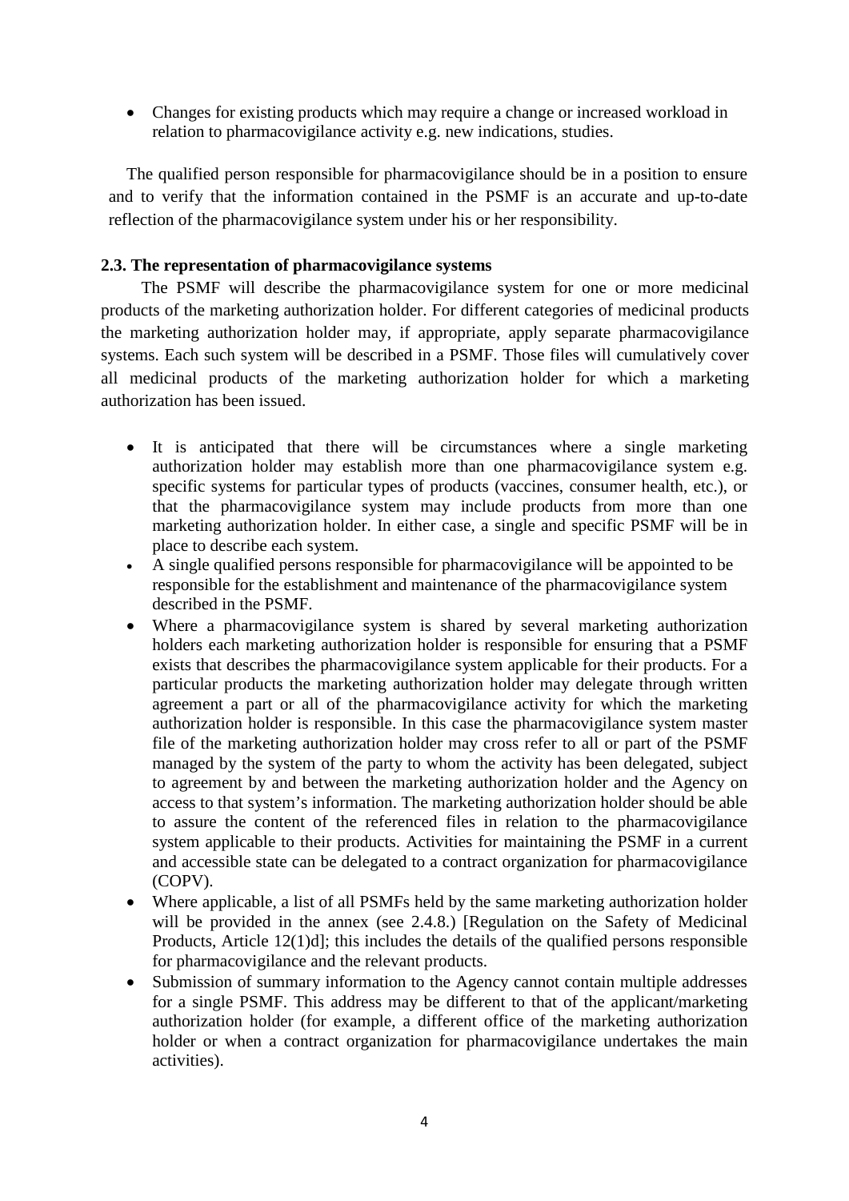- Changes for existing products which may require a change or increased workload in relation to pharmacovigilance activity e.g. new indications, studies.

The qualified person responsible for pharmacovigilance should be in a position to ensure and to verify that the information contained in the PSMF is an accurate and up-to-date reflection of the pharmacovigilance system under his or her responsibility.

### 2.3. The representation of pharmacovigilance systems

The PSMF will describe the pharmacovigilance system for one or more medicinal products of the marketing authorization holder. For different categories of medicinal products the marketing authorization holder may, if appropriate, apply separate pharmacovigilance systems. Each such system will be described in a PSMF. Those files will cumulatively cover all medicinal products of the marketing authorization holder for which a marketing authorization has been issued.

- It is anticipated that there will be circumstances where a single marketing authorization holder may establish more than one pharmacovigilance system e.g. specific systems for particular types of products (vaccines, consumer health, etc.), or that the pharmacovigilance system may include products from more than one marketing authorization holder. In either case, a single and specific PSMF will be in place to describe each system.
- A single qualified persons responsible for pharmacovigilance will be appointed to be responsible for the establishment and maintenance of the pharmacovigilance system described in the PSMF.
- Where a pharmacovigilance system is shared by several marketing authorization holders each marketing authorization holder is responsible for ensuring that a PSMF exists that describes the pharmacovigilance system applicable for their products. For a particular products the marketing authorization holder may delegate through written agreement a part or all of the pharmacovigilance activity for which the marketing authorization holder is responsible. In this case the pharmacovigilance system master file of the marketing authorization holder may cross refer to all or part of the PSMF managed by the system of the party to whom the activity has been delegated, subject to agreement by and between the marketing authorization holder and the Agency on access to that system's information. The marketing authorization holder should be able to assure the content of the referenced files in relation to the pharmacovigilance system applicable to their products. Activities for maintaining the PSMF in a current and accessible state can be delegated to a contract organization for pharmacovigilance (COPV).
- Where applicable, a list of all PSMFs held by the same marketing authorization holder will be provided in the annex (see 2.4.8.) [Regulation on the Safety of Medicinal Products, Article 12(1)d]; this includes the details of the qualified persons responsible for pharmacovigilance and the relevant products.
- Submission of summary information to the Agency cannot contain multiple addresses for a single PSMF. This address may be different to that of the applicant/marketing authorization holder (for example, a different office of the marketing authorization holder or when a contract organization for pharmacovigilance undertakes the main activities).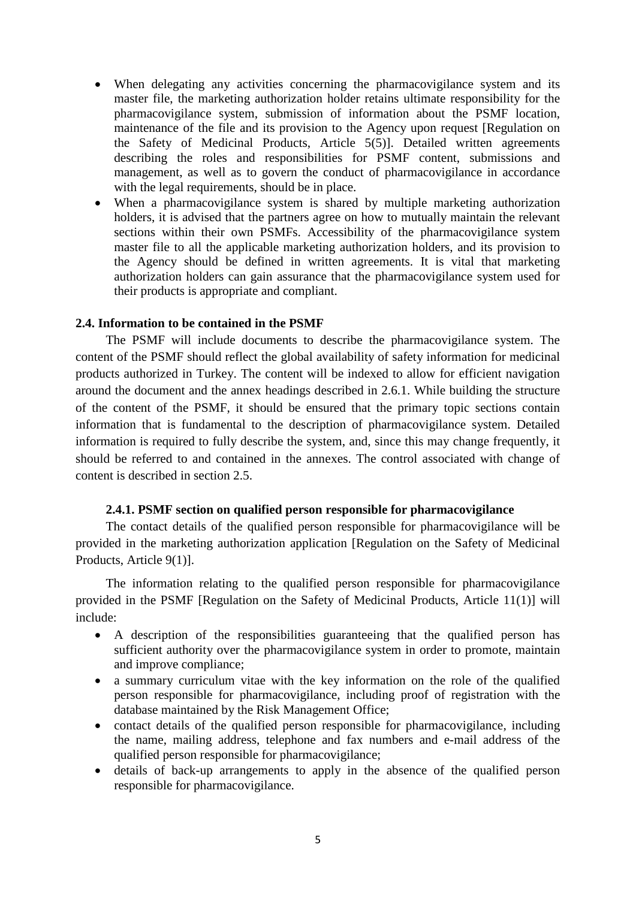- When delegating any activities concerning the pharmacovigilance system and its master file, the marketing authorization holder retains ultimate responsibility for the pharmacovigilance system, submission of information about the PSMF location, maintenance of the file and its provision to the Agency upon request [Regulation on the Safety of Medicinal Products, Article 5(5)]. Detailed written agreements describing the roles and responsibilities for PSMF content, submissions and management, as well as to govern the conduct of pharmacovigilance in accordance with the legal requirements, should be in place.
- When a pharmacovigilance system is shared by multiple marketing authorization holders, it is advised that the partners agree on how to mutually maintain the relevant sections within their own PSMFs. Accessibility of the pharmacovigilance system master file to all the applicable marketing authorization holders, and its provision to the Agency should be defined in written agreements. It is vital that marketing authorization holders can gain assurance that the pharmacovigilance system used for their products is appropriate and compliant.

### 2.4. Information to be contained in the PSMF

The PSMF will include documents to describe the pharmacovigilance system. The content of the PSMF should reflect the global availability of safety information for medicinal products authorized in Turkey. The content will be indexed to allow for efficient navigation around the document and the annex headings described in 2.6.1. While building the structure of the content of the PSMF, it should be ensured that the primary topic sections contain information that is fundamental to the description of pharmacovigilance system. Detailed information is required to fully describe the system, and, since this may change frequently, it should be referred to and contained in the annexes. The control associated with change of content is described in section 2.5.

#### 2.4.1. PSMF section on qualified person responsible for pharmacovigilance

The contact details of the qualified person responsible for pharmacovigilance will be provided in the marketing authorization application [Regulation on the Safety of Medicinal Products, Article 9(1)].

The information relating to the qualified person responsible for pharmacovigilance provided in the PSMF [Regulation on the Safety of Medicinal Products, Article 11(1)] will include:

- A description of the responsibilities guaranteeing that the qualified person has sufficient authority over the pharmacovigilance system in order to promote, maintain and improve compliance;
- a summary curriculum vitae with the key information on the role of the qualified person responsible for pharmacovigilance, including proof of registration with the database maintained by the Risk Management Office;
- contact details of the qualified person responsible for pharmacovigilance, including the name, mailing address, telephone and fax numbers and e-mail address of the qualified person responsible for pharmacovigilance;
- details of back-up arrangements to apply in the absence of the qualified person responsible for pharmacovigilance.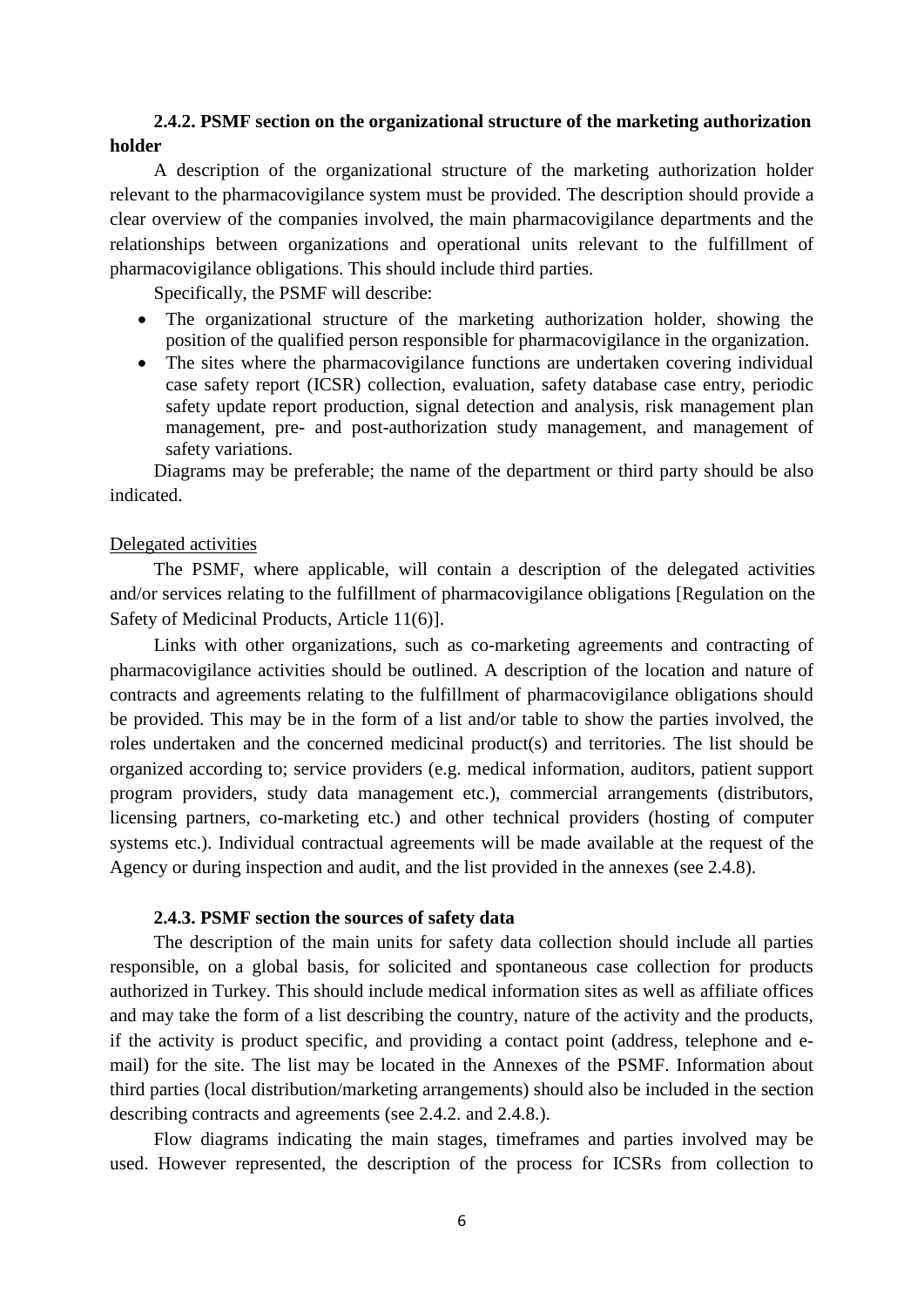### 2.4.2. PSMF section on the organizational structure of the marketing authorization holder

A description of the organizational structure of the marketing authorization holder relevant to the pharmacovigilance system must be provided. The description should provide a clear overview of the companies involved, the main pharmacovigilance departments and the relationships between organizations and operational units relevant to the fulfillment of pharmacovigilance obligations. This should include third parties.

Specifically, the PSMF will describe:

- The organizational structure of the marketing authorization holder, showing the position of the qualified person responsible for pharmacovigilance in the organization.
- The sites where the pharmacovigilance functions are undertaken covering individual case safety report (ICSR) collection, evaluation, safety database case entry, periodic safety update report production, signal detection and analysis, risk management plan management, pre- and post-authorization study management, and management of safety variations.

Diagrams may be preferable; the name of the department or third party should be also indicated.

Delegated activities

The PSMF, where applicable, will contain a description of the delegated activities and/or services relating to the fulfillment of pharmacovigilance obligations [Regulation on the Safety of Medicinal Products, Article 11(6)].

Links with other organizations, such as co-marketing agreements and contracting of pharmacovigilance activities should be outlined. A description of the location and nature of contracts and agreements relating to the fulfillment of pharmacovigilance obligations should be provided. This may be in the form of a list and/or table to show the parties involved, the roles undertaken and the concerned medicinal product(s) and territories. The list should be organized according to; service providers (e.g. medical information, auditors, patient support program providers, study data management etc.), commercial arrangements (distributors, licensing partners, co-marketing etc.) and other technical providers (hosting of computer systems etc.). Individual contractual agreements will be made available at the request of the Agency or during inspection and audit, and the list provided in the annexes (see 2.4.8).

### 2.4.3. PSMF section the sources of safety data

The description of the main units for safety data collection should include all parties responsible, on a global basis, for solicited and spontaneous case collection for products authorized in Turkey. This should include medical information sites as well as affiliate offices and may take the form of a list describing the country, nature of the activity and the products, if the activity is product specific, and providing a contact point (address, telephone and e-mail) for the site. The list may be located in the Annexes of the PSMF. Information about third parties (local distribution/marketing arrangements) should also be included in the section describing contracts and agreements (see 2.4.2. and 2.4.8.).

Flow diagrams indicating the main stages, timeframes and parties involved may be used. However represented, the description of the process for ICSRs from collection to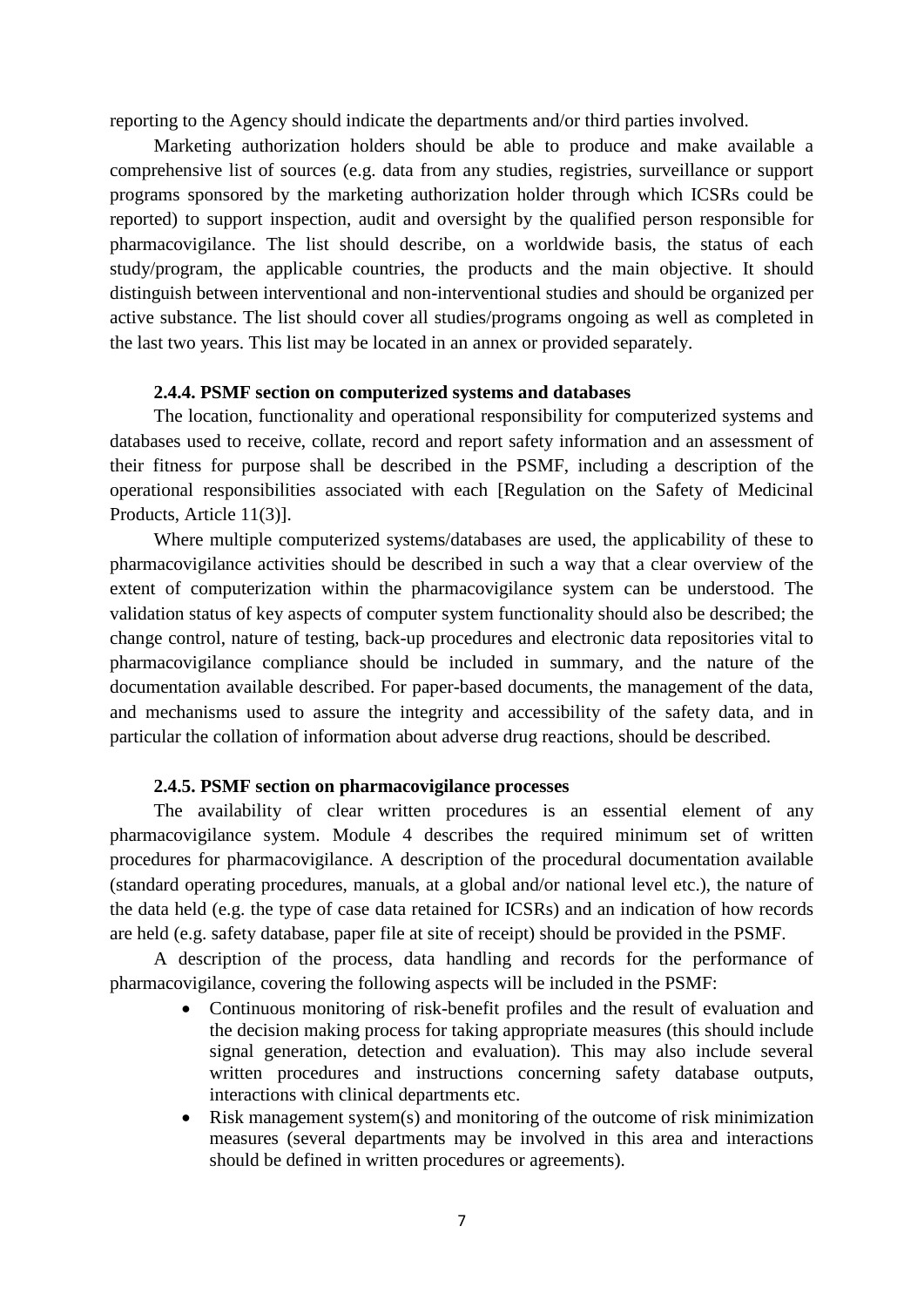reporting to the Agency should indicate the departments and/or third parties involved.

Marketing authorization holders should be able to produce and make available a comprehensive list of sources (e.g. data from any studies, registries, surveillance or support programs sponsored by the marketing authorization holder through which ICSRs could be reported) to support inspection, audit and oversight by the qualified person responsible for pharmacovigilance. The list should describe, on a worldwide basis, the status of each study/program, the applicable countries, the products and the main objective. It should distinguish between interventional and non-interventional studies and should be organized per active substance. The list should cover all studies/programs ongoing as well as completed in the last two years. This list may be located in an annex or provided separately.

#### 2.4.4. PSMF section on computerized systems and databases

The location, functionality and operational responsibility for computerized systems and databases used to receive, collate, record and report safety information and an assessment of their fitness for purpose shall be described in the PSMF, including a description of the operational responsibilities associated with each [Regulation on the Safety of Medicinal Products, Article 11(3)].

Where multiple computerized systems/databases are used, the applicability of these to pharmacovigilance activities should be described in such a way that a clear overview of the extent of computerization within the pharmacovigilance system can be understood. The validation status of key aspects of computer system functionality should also be described; the change control, nature of testing, back-up procedures and electronic data repositories vital to pharmacovigilance compliance should be included in summary, and the nature of the documentation available described. For paper-based documents, the management of the data, and mechanisms used to assure the integrity and accessibility of the safety data, and in particular the collation of information about adverse drug reactions, should be described.

#### 2.4.5. PSMF section on pharmacovigilance processes

The availability of clear written procedures is an essential element of any pharmacovigilance system. Module 4 describes the required minimum set of written procedures for pharmacovigilance. A description of the procedural documentation available (standard operating procedures, manuals, at a global and/or national level etc.), the nature of the data held (e.g. the type of case data retained for ICSRs) and an indication of how records are held (e.g. safety database, paper file at site of receipt) should be provided in the PSMF.

A description of the process, data handling and records for the performance of pharmacovigilance, covering the following aspects will be included in the PSMF:

- Continuous monitoring of risk-benefit profiles and the result of evaluation and the decision making process for taking appropriate measures (this should include signal generation, detection and evaluation). This may also include several written procedures and instructions concerning safety database outputs, interactions with clinical departments etc.
- Risk management system(s) and monitoring of the outcome of risk minimization measures (several departments may be involved in this area and interactions should be defined in written procedures or agreements).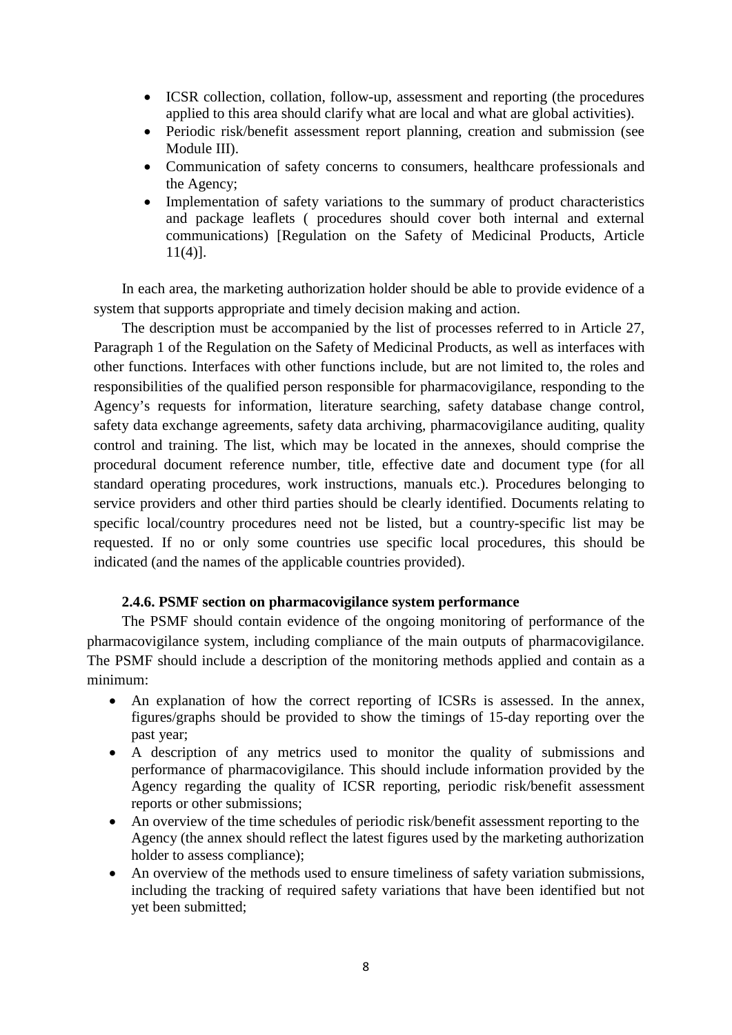- ICSR collection, collation, follow-up, assessment and reporting (the procedures applied to this area should clarify what are local and what are global activities).
- Periodic risk/benefit assessment report planning, creation and submission (see Module III).
- Communication of safety concerns to consumers, healthcare professionals and the Agency;
- Implementation of safety variations to the summary of product characteristics and package leaflets ( procedures should cover both internal and external communications) [Regulation on the Safety of Medicinal Products, Article 11(4)].

In each area, the marketing authorization holder should be able to provide evidence of a system that supports appropriate and timely decision making and action.

The description must be accompanied by the list of processes referred to in Article 27, Paragraph 1 of the Regulation on the Safety of Medicinal Products, as well as interfaces with other functions. Interfaces with other functions include, but are not limited to, the roles and responsibilities of the qualified person responsible for pharmacovigilance, responding to the Agency's requests for information, literature searching, safety database change control, safety data exchange agreements, safety data archiving, pharmacovigilance auditing, quality control and training. The list, which may be located in the annexes, should comprise the procedural document reference number, title, effective date and document type (for all standard operating procedures, work instructions, manuals etc.). Procedures belonging to service providers and other third parties should be clearly identified. Documents relating to specific local/country procedures need not be listed, but a country-specific list may be requested. If no or only some countries use specific local procedures, this should be indicated (and the names of the applicable countries provided).

#### 2.4.6. PSMF section on pharmacovigilance system performance

The PSMF should contain evidence of the ongoing monitoring of performance of the pharmacovigilance system, including compliance of the main outputs of pharmacovigilance. The PSMF should include a description of the monitoring methods applied and contain as a minimum:

- An explanation of how the correct reporting of ICSRs is assessed. In the annex, figures/graphs should be provided to show the timings of 15-day reporting over the past year;
- A description of any metrics used to monitor the quality of submissions and performance of pharmacovigilance. This should include information provided by the Agency regarding the quality of ICSR reporting, periodic risk/benefit assessment reports or other submissions;
- An overview of the time schedules of periodic risk/benefit assessment reporting to the Agency (the annex should reflect the latest figures used by the marketing authorization holder to assess compliance);
- An overview of the methods used to ensure timeliness of safety variation submissions, including the tracking of required safety variations that have been identified but not yet been submitted;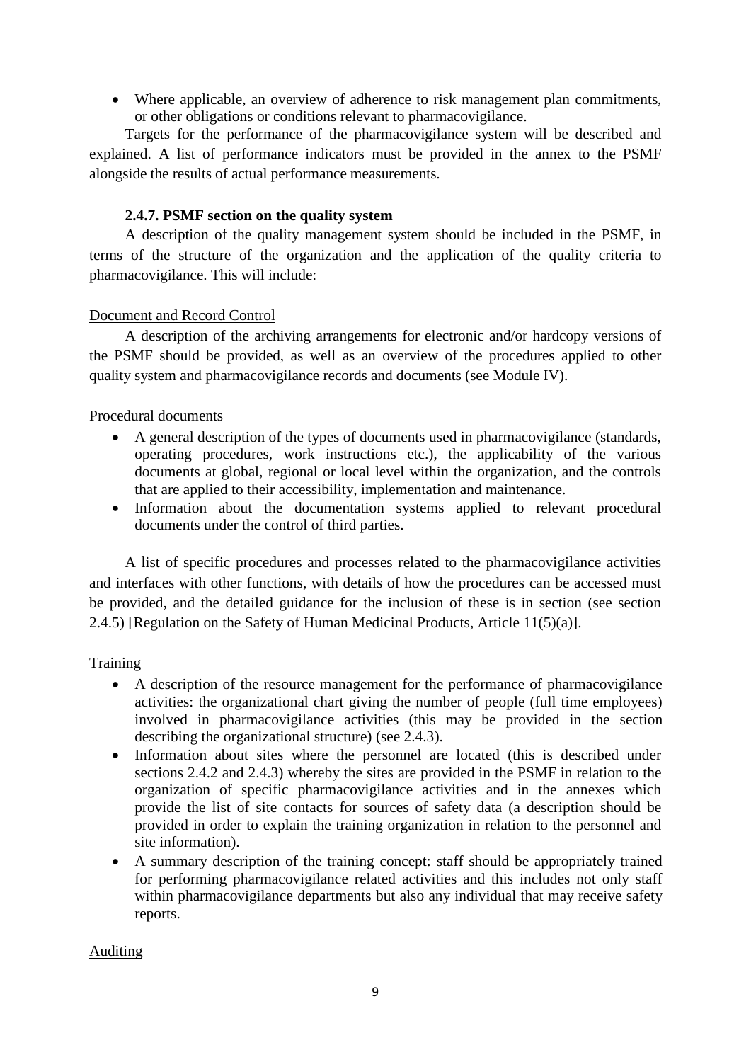- Where applicable, an overview of adherence to risk management plan commitments, or other obligations or conditions relevant to pharmacovigilance.

Targets for the performance of the pharmacovigilance system will be described and explained. A list of performance indicators must be provided in the annex to the PSMF alongside the results of actual performance measurements.

### 2.4.7. PSMF section on the quality system

A description of the quality management system should be included in the PSMF, in terms of the structure of the organization and the application of the quality criteria to pharmacovigilance. This will include:

<u>Document and Record Control</u>

A description of the archiving arrangements for electronic and/or hardcopy versions of the PSMF should be provided, as well as an overview of the procedures applied to other quality system and pharmacovigilance records and documents (see Module IV).

<u>Procedural documents</u>

- A general description of the types of documents used in pharmacovigilance (standards, operating procedures, work instructions etc.), the applicability of the various documents at global, regional or local level within the organization, and the controls that are applied to their accessibility, implementation and maintenance.
- Information about the documentation systems applied to relevant procedural documents under the control of third parties.

A list of specific procedures and processes related to the pharmacovigilance activities and interfaces with other functions, with details of how the procedures can be accessed must be provided, and the detailed guidance for the inclusion of these is in section (see section 2.4.5) [Regulation on the Safety of Human Medicinal Products, Article 11(5)(a)].

<u>Training</u>

- A description of the resource management for the performance of pharmacovigilance activities: the organizational chart giving the number of people (full time employees) involved in pharmacovigilance activities (this may be provided in the section describing the organizational structure) (see 2.4.3).
- Information about sites where the personnel are located (this is described under sections 2.4.2 and 2.4.3) whereby the sites are provided in the PSMF in relation to the organization of specific pharmacovigilance activities and in the annexes which provide the list of site contacts for sources of safety data (a description should be provided in order to explain the training organization in relation to the personnel and site information).
- A summary description of the training concept: staff should be appropriately trained for performing pharmacovigilance related activities and this includes not only staff within pharmacovigilance departments but also any individual that may receive safety reports.

<u>Auditing</u>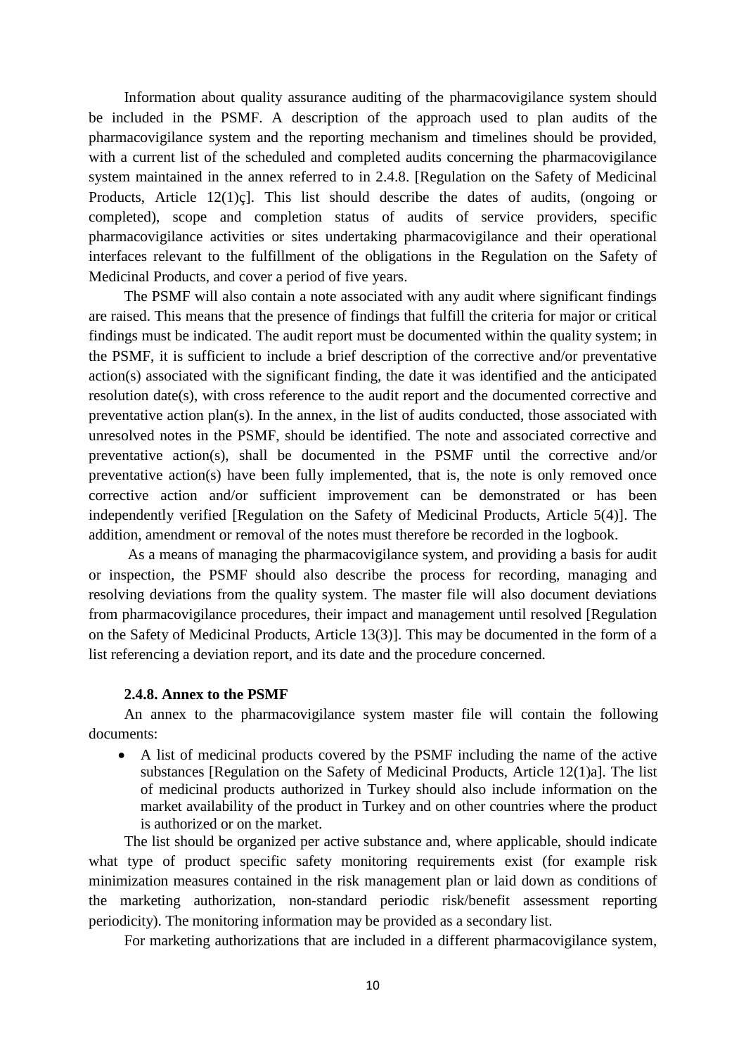Information about quality assurance auditing of the pharmacovigilance system should be included in the PSMF. A description of the approach used to plan audits of the pharmacovigilance system and the reporting mechanism and timelines should be provided, with a current list of the scheduled and completed audits concerning the pharmacovigilance system maintained in the annex referred to in 2.4.8. [Regulation on the Safety of Medicinal Products, Article 12(1)ç]. This list should describe the dates of audits, (ongoing or completed), scope and completion status of audits of service providers, specific pharmacovigilance activities or sites undertaking pharmacovigilance and their operational interfaces relevant to the fulfillment of the obligations in the Regulation on the Safety of Medicinal Products, and cover a period of five years.

The PSMF will also contain a note associated with any audit where significant findings are raised. This means that the presence of findings that fulfill the criteria for major or critical findings must be indicated. The audit report must be documented within the quality system; in the PSMF, it is sufficient to include a brief description of the corrective and/or preventative action(s) associated with the significant finding, the date it was identified and the anticipated resolution date(s), with cross reference to the audit report and the documented corrective and preventative action plan(s). In the annex, in the list of audits conducted, those associated with unresolved notes in the PSMF, should be identified. The note and associated corrective and preventative action(s), shall be documented in the PSMF until the corrective and/or preventative action(s) have been fully implemented, that is, the note is only removed once corrective action and/or sufficient improvement can be demonstrated or has been independently verified [Regulation on the Safety of Medicinal Products, Article 5(4)]. The addition, amendment or removal of the notes must therefore be recorded in the logbook.

As a means of managing the pharmacovigilance system, and providing a basis for audit or inspection, the PSMF should also describe the process for recording, managing and resolving deviations from the quality system. The master file will also document deviations from pharmacovigilance procedures, their impact and management until resolved [Regulation on the Safety of Medicinal Products, Article 13(3)]. This may be documented in the form of a list referencing a deviation report, and its date and the procedure concerned.

#### 2.4.8. Annex to the PSMF

An annex to the pharmacovigilance system master file will contain the following documents:

- A list of medicinal products covered by the PSMF including the name of the active substances [Regulation on the Safety of Medicinal Products, Article 12(1)a]. The list of medicinal products authorized in Turkey should also include information on the market availability of the product in Turkey and on other countries where the product is authorized or on the market.

The list should be organized per active substance and, where applicable, should indicate what type of product specific safety monitoring requirements exist (for example risk minimization measures contained in the risk management plan or laid down as conditions of the marketing authorization, non-standard periodic risk/benefit assessment reporting periodicity). The monitoring information may be provided as a secondary list.

For marketing authorizations that are included in a different pharmacovigilance system,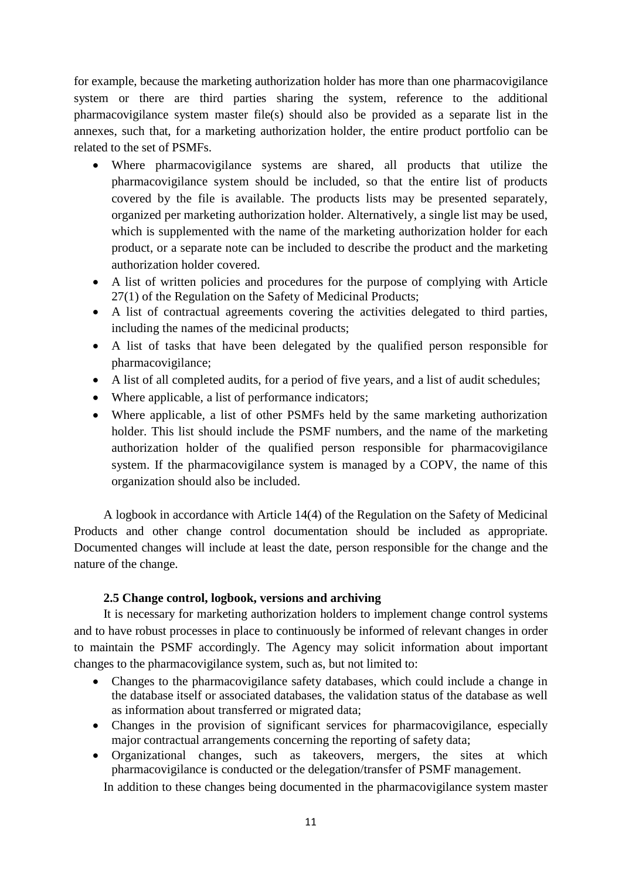for example, because the marketing authorization holder has more than one pharmacovigilance system or there are third parties sharing the system, reference to the additional pharmacovigilance system master file(s) should also be provided as a separate list in the annexes, such that, for a marketing authorization holder, the entire product portfolio can be related to the set of PSMFs.

- Where pharmacovigilance systems are shared, all products that utilize the pharmacovigilance system should be included, so that the entire list of products covered by the file is available. The products lists may be presented separately, organized per marketing authorization holder. Alternatively, a single list may be used, which is supplemented with the name of the marketing authorization holder for each product, or a separate note can be included to describe the product and the marketing authorization holder covered.
- A list of written policies and procedures for the purpose of complying with Article 27(1) of the Regulation on the Safety of Medicinal Products;
- A list of contractual agreements covering the activities delegated to third parties, including the names of the medicinal products;
- A list of tasks that have been delegated by the qualified person responsible for pharmacovigilance;
- A list of all completed audits, for a period of five years, and a list of audit schedules;
- Where applicable, a list of performance indicators;
- Where applicable, a list of other PSMFs held by the same marketing authorization holder. This list should include the PSMF numbers, and the name of the marketing authorization holder of the qualified person responsible for pharmacovigilance system. If the pharmacovigilance system is managed by a COPV, the name of this organization should also be included.

A logbook in accordance with Article 14(4) of the Regulation on the Safety of Medicinal Products and other change control documentation should be included as appropriate. Documented changes will include at least the date, person responsible for the change and the nature of the change.

### 2.5 Change control, logbook, versions and archiving

It is necessary for marketing authorization holders to implement change control systems and to have robust processes in place to continuously be informed of relevant changes in order to maintain the PSMF accordingly. The Agency may solicit information about important changes to the pharmacovigilance system, such as, but not limited to:

- Changes to the pharmacovigilance safety databases, which could include a change in the database itself or associated databases, the validation status of the database as well as information about transferred or migrated data;
- Changes in the provision of significant services for pharmacovigilance, especially major contractual arrangements concerning the reporting of safety data;
- Organizational changes, such as takeovers, mergers, the sites at which pharmacovigilance is conducted or the delegation/transfer of PSMF management.

In addition to these changes being documented in the pharmacovigilance system master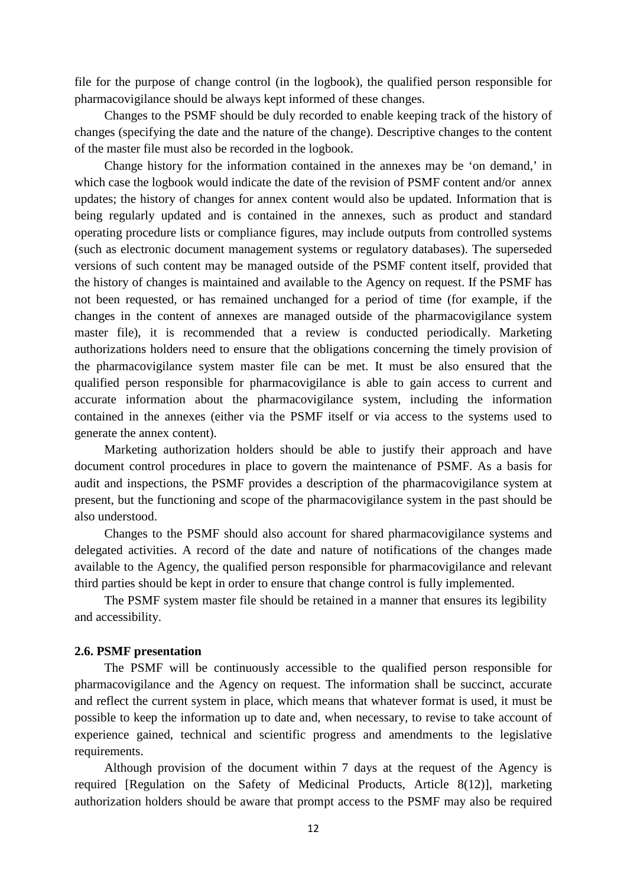file for the purpose of change control (in the logbook), the qualified person responsible for pharmacovigilance should be always kept informed of these changes.

Changes to the PSMF should be duly recorded to enable keeping track of the history of changes (specifying the date and the nature of the change). Descriptive changes to the content of the master file must also be recorded in the logbook.

Change history for the information contained in the annexes may be 'on demand,' in which case the logbook would indicate the date of the revision of PSMF content and/or annex updates; the history of changes for annex content would also be updated. Information that is being regularly updated and is contained in the annexes, such as product and standard operating procedure lists or compliance figures, may include outputs from controlled systems (such as electronic document management systems or regulatory databases). The superseded versions of such content may be managed outside of the PSMF content itself, provided that the history of changes is maintained and available to the Agency on request. If the PSMF has not been requested, or has remained unchanged for a period of time (for example, if the changes in the content of annexes are managed outside of the pharmacovigilance system master file), it is recommended that a review is conducted periodically. Marketing authorizations holders need to ensure that the obligations concerning the timely provision of the pharmacovigilance system master file can be met. It must be also ensured that the qualified person responsible for pharmacovigilance is able to gain access to current and accurate information about the pharmacovigilance system, including the information contained in the annexes (either via the PSMF itself or via access to the systems used to generate the annex content).

Marketing authorization holders should be able to justify their approach and have document control procedures in place to govern the maintenance of PSMF. As a basis for audit and inspections, the PSMF provides a description of the pharmacovigilance system at present, but the functioning and scope of the pharmacovigilance system in the past should be also understood.

Changes to the PSMF should also account for shared pharmacovigilance systems and delegated activities. A record of the date and nature of notifications of the changes made available to the Agency, the qualified person responsible for pharmacovigilance and relevant third parties should be kept in order to ensure that change control is fully implemented.

The PSMF system master file should be retained in a manner that ensures its legibility and accessibility.

### 2.6. PSMF presentation

The PSMF will be continuously accessible to the qualified person responsible for pharmacovigilance and the Agency on request. The information shall be succinct, accurate and reflect the current system in place, which means that whatever format is used, it must be possible to keep the information up to date and, when necessary, to revise to take account of experience gained, technical and scientific progress and amendments to the legislative requirements.

Although provision of the document within 7 days at the request of the Agency is required [Regulation on the Safety of Medicinal Products, Article 8(12)], marketing authorization holders should be aware that prompt access to the PSMF may also be required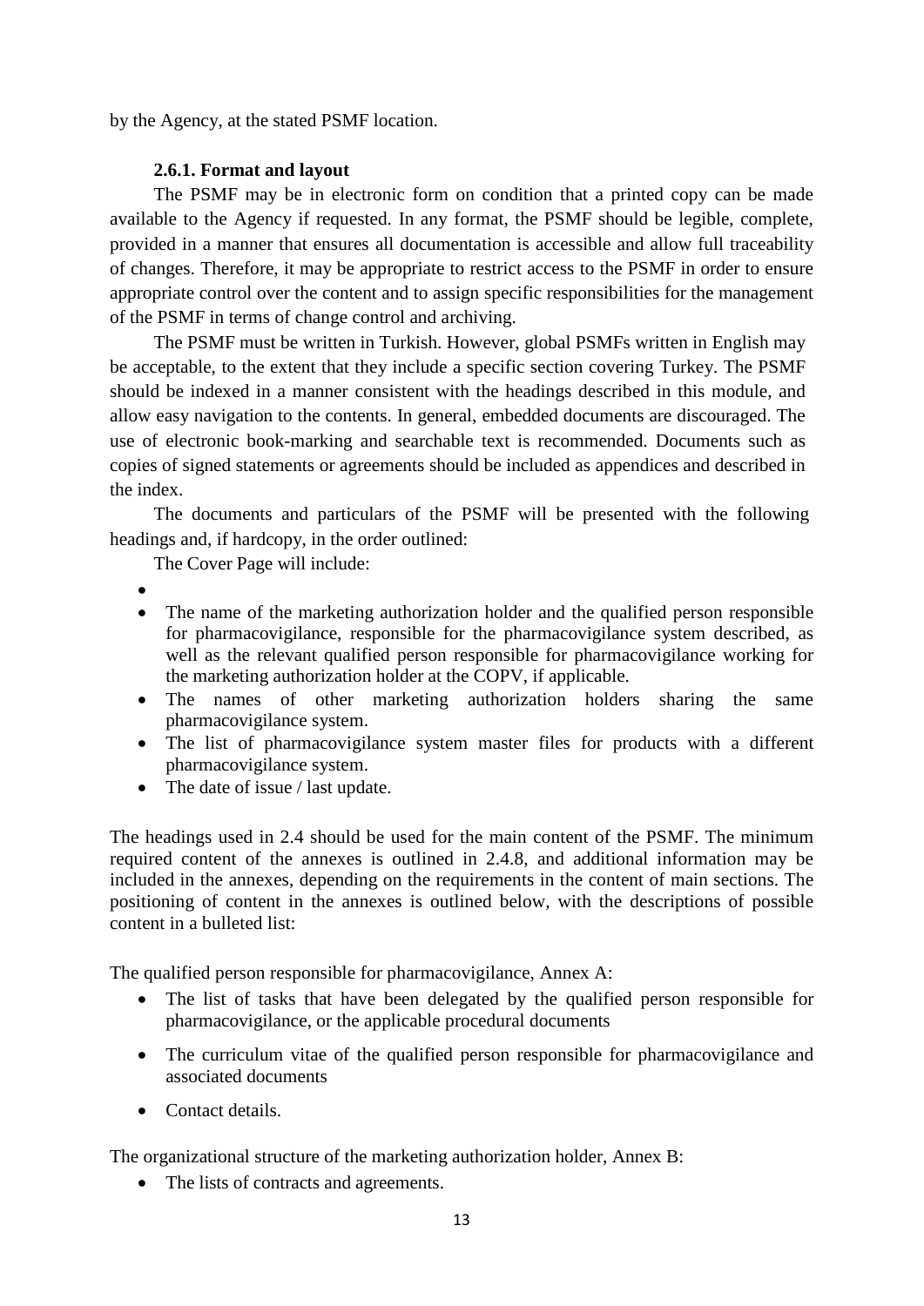by the Agency, at the stated PSMF location.

### 2.6.1. Format and layout

The PSMF may be in electronic form on condition that a printed copy can be made available to the Agency if requested. In any format, the PSMF should be legible, complete, provided in a manner that ensures all documentation is accessible and allow full traceability of changes. Therefore, it may be appropriate to restrict access to the PSMF in order to ensure appropriate control over the content and to assign specific responsibilities for the management of the PSMF in terms of change control and archiving.

The PSMF must be written in Turkish. However, global PSMFs written in English may be acceptable, to the extent that they include a specific section covering Turkey. The PSMF should be indexed in a manner consistent with the headings described in this module, and allow easy navigation to the contents. In general, embedded documents are discouraged. The use of electronic book-marking and searchable text is recommended. Documents such as copies of signed statements or agreements should be included as appendices and described in the index.

The documents and particulars of the PSMF will be presented with the following headings and, if hardcopy, in the order outlined:

The Cover Page will include:

- 
- The name of the marketing authorization holder and the qualified person responsible for pharmacovigilance, responsible for the pharmacovigilance system described, as well as the relevant qualified person responsible for pharmacovigilance working for the marketing authorization holder at the COPV, if applicable.
- The names of other marketing authorization holders sharing the same pharmacovigilance system.
- The list of pharmacovigilance system master files for products with a different pharmacovigilance system.
- The date of issue / last update.

The headings used in 2.4 should be used for the main content of the PSMF. The minimum required content of the annexes is outlined in 2.4.8, and additional information may be included in the annexes, depending on the requirements in the content of main sections. The positioning of content in the annexes is outlined below, with the descriptions of possible content in a bulleted list:

The qualified person responsible for pharmacovigilance, Annex A:

- The list of tasks that have been delegated by the qualified person responsible for pharmacovigilance, or the applicable procedural documents
- The curriculum vitae of the qualified person responsible for pharmacovigilance and associated documents
- Contact details.

The organizational structure of the marketing authorization holder, Annex B:

- The lists of contracts and agreements.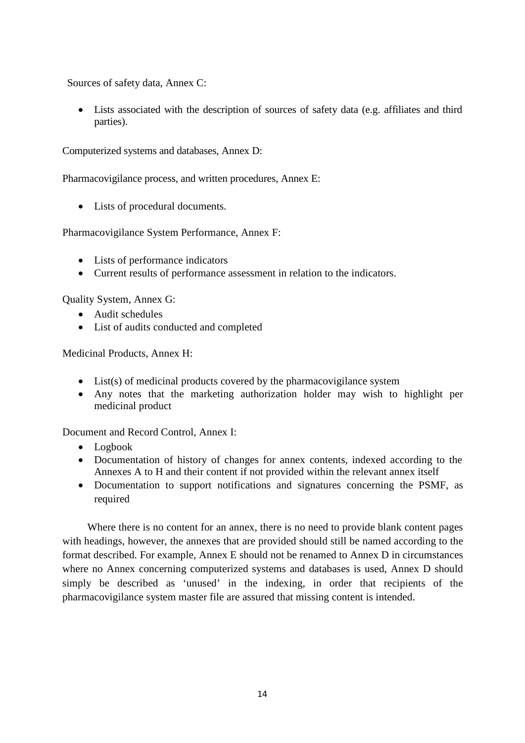Sources of safety data, Annex C:

- Lists associated with the description of sources of safety data (e.g. affiliates and third parties).

Computerized systems and databases, Annex D:

Pharmacovigilance process, and written procedures, Annex E:

- Lists of procedural documents.

Pharmacovigilance System Performance, Annex F:

- Lists of performance indicators
- Current results of performance assessment in relation to the indicators.

Quality System, Annex G:

- Audit schedules
- List of audits conducted and completed

Medicinal Products, Annex H:

- List(s) of medicinal products covered by the pharmacovigilance system
- Any notes that the marketing authorization holder may wish to highlight per medicinal product

Document and Record Control, Annex I:

- Logbook
- Documentation of history of changes for annex contents, indexed according to the Annexes A to H and their content if not provided within the relevant annex itself
- Documentation to support notifications and signatures concerning the PSMF, as required

Where there is no content for an annex, there is no need to provide blank content pages with headings, however, the annexes that are provided should still be named according to the format described. For example, Annex E should not be renamed to Annex D in circumstances where no Annex concerning computerized systems and databases is used, Annex D should simply be described as 'unused' in the indexing, in order that recipients of the pharmacovigilance system master file are assured that missing content is intended.